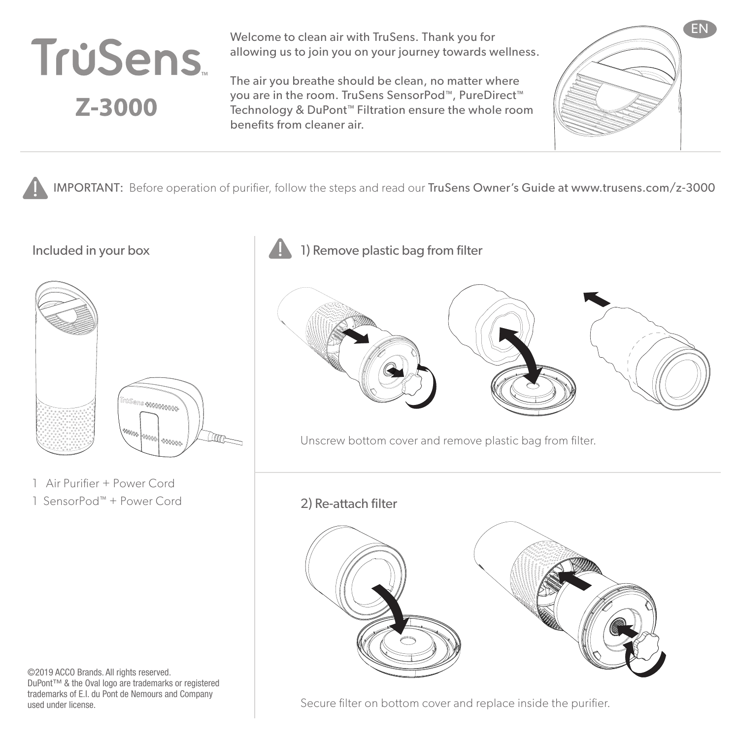# TruSens™

## Z-3000

EN

Welcome to clean air with TruSens. Thank you for allowing us to join you on your journey towards wellness.

The air you breathe should be clean, no matter where you are in the room. TruSens SensorPod™, PureDirect™ Technology & DuPont™ Filtration ensure the whole room benefits from cleaner air.

**IMPORTANT:** Before operation of purifier, follow the steps and read our TruSens Owner's Guide at www.trusens.com/z-3000

### Included in your box

1 Air Purifier + Power Cord

1 SensorPod™ + Power Cord

### 1) Remove plastic bag from filter

Unscrew bottom cover and remove plastic bag from filter.

### 2) Re-attach filter

Secure filter on bottom cover and replace inside the purifier.

©2019 ACCO Brands. All rights reserved.
DuPont™ & the Oval logo are trademarks or registered trademarks of E.I. du Pont de Nemours and Company used under license.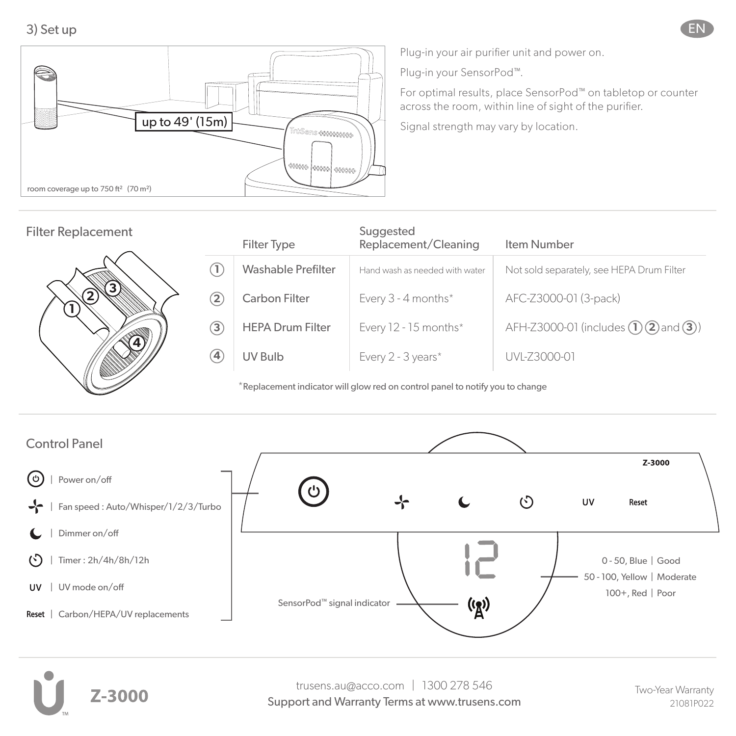## 3) Set up

up to 49' (15m)

room coverage up to 750 ft² (70 m²)

Plug-in your air purifier unit and power on.

Plug-in your SensorPod™.

For optimal results, place SensorPod™ on tabletop or counter across the room, within line of sight of the purifier.

Signal strength may vary by location.

## Filter Replacement

| | Filter Type | Suggested Replacement/Cleaning | Item Number |
|---|---|---|---|
| ① | Washable Prefilter | Hand wash as needed with water | Not sold separately, see HEPA Drum Filter |
| ② | Carbon Filter | Every 3 - 4 months* | AFC-Z3000-01 (3-pack) |
| ③ | HEPA Drum Filter | Every 12 - 15 months* | AFH-Z3000-01 (includes ① ② and ③) |
| ④ | UV Bulb | Every 2 - 3 years* | UVL-Z3000-01 |

*Replacement indicator will glow red on control panel to notify you to change

## Control Panel

- Power on/off
- Fan speed : Auto/Whisper/1/2/3/Turbo
- Dimmer on/off
- Timer : 2h/4h/8h/12h
- UV | UV mode on/off
- Reset | Carbon/HEPA/UV replacements

Z-3000

UV Reset

12

SensorPod™ signal indicator

0 - 50, Blue | Good
50 - 100, Yellow | Moderate
100+, Red | Poor

Z-3000

trusens.au@acco.com | 1300 278 546
Support and Warranty Terms at www.trusens.com

Two-Year Warranty
21081P022